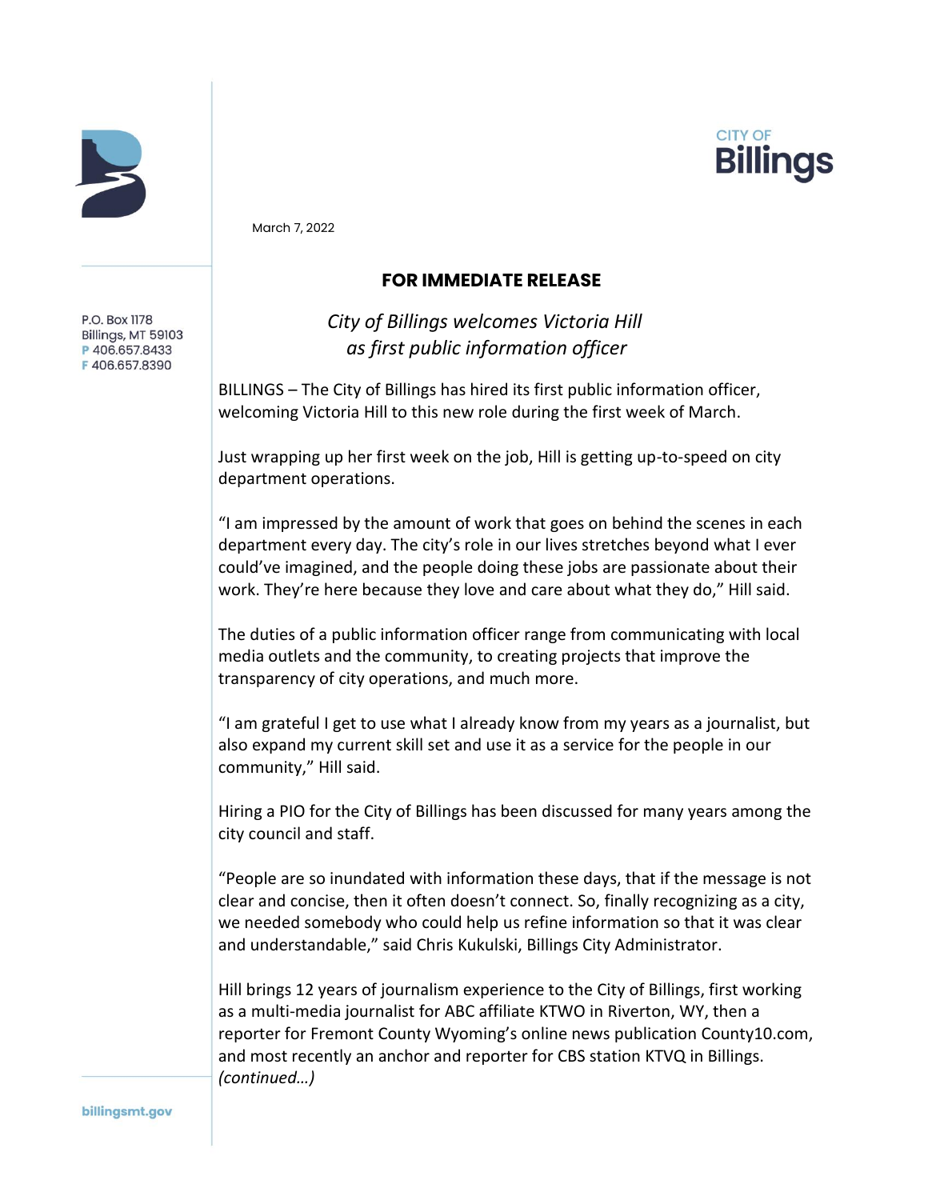CITY OF **Billings**

P.O. Box 1178
Billings, MT 59103
P 406.657.8433
F 406.657.8390

March 7, 2022

**FOR IMMEDIATE RELEASE**

*City of Billings welcomes Victoria Hill as first public information officer*

BILLINGS – The City of Billings has hired its first public information officer, welcoming Victoria Hill to this new role during the first week of March.

Just wrapping up her first week on the job, Hill is getting up-to-speed on city department operations.

"I am impressed by the amount of work that goes on behind the scenes in each department every day. The city's role in our lives stretches beyond what I ever could've imagined, and the people doing these jobs are passionate about their work. They're here because they love and care about what they do," Hill said.

The duties of a public information officer range from communicating with local media outlets and the community, to creating projects that improve the transparency of city operations, and much more.

"I am grateful I get to use what I already know from my years as a journalist, but also expand my current skill set and use it as a service for the people in our community," Hill said.

Hiring a PIO for the City of Billings has been discussed for many years among the city council and staff.

"People are so inundated with information these days, that if the message is not clear and concise, then it often doesn't connect. So, finally recognizing as a city, we needed somebody who could help us refine information so that it was clear and understandable," said Chris Kukulski, Billings City Administrator.

Hill brings 12 years of journalism experience to the City of Billings, first working as a multi-media journalist for ABC affiliate KTWO in Riverton, WY, then a reporter for Fremont County Wyoming's online news publication County10.com, and most recently an anchor and reporter for CBS station KTVQ in Billings.
*(continued…)*

billingsmt.gov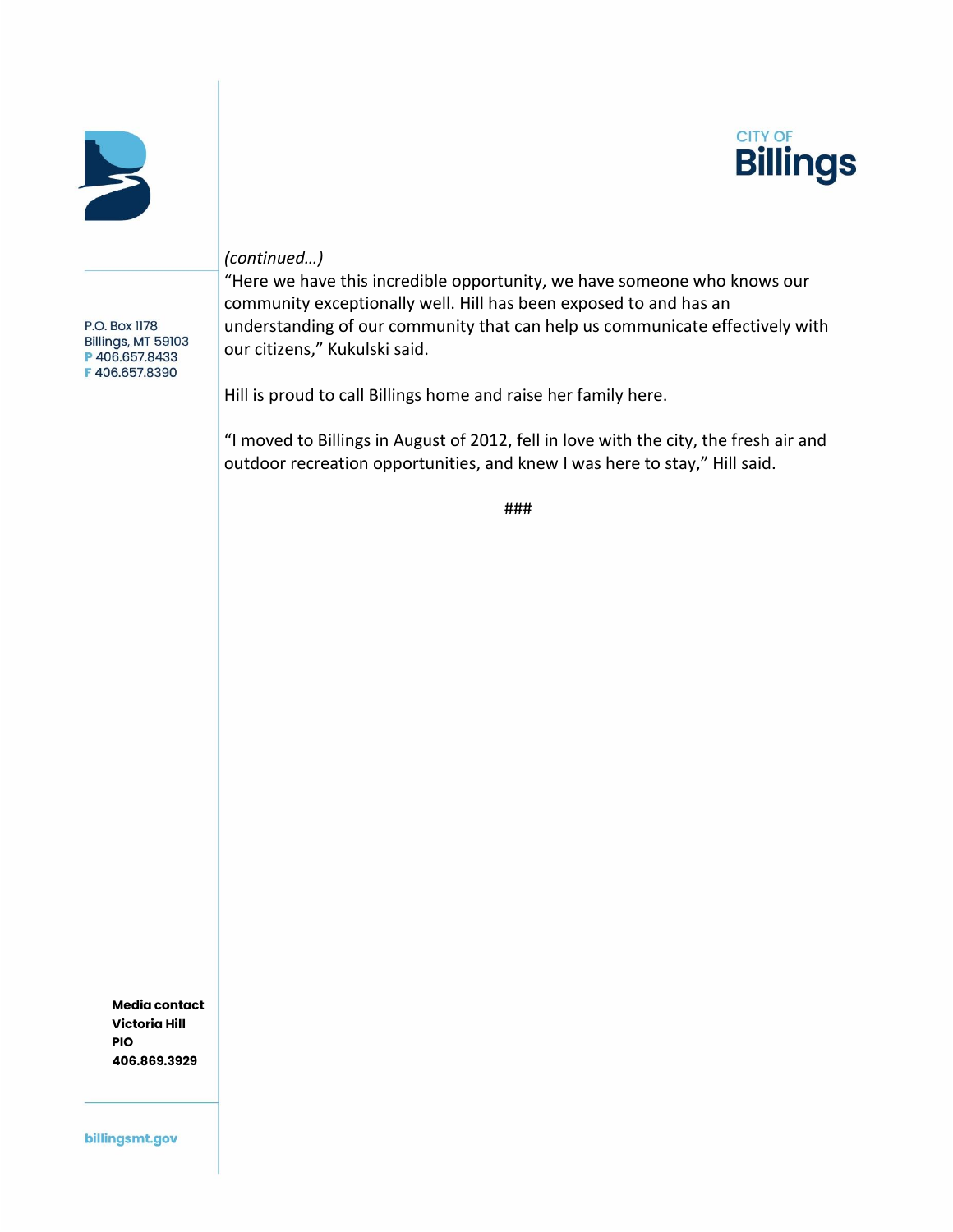*(continued…)*

"Here we have this incredible opportunity, we have someone who knows our community exceptionally well. Hill has been exposed to and has an understanding of our community that can help us communicate effectively with our citizens," Kukulski said.

Hill is proud to call Billings home and raise her family here.

"I moved to Billings in August of 2012, fell in love with the city, the fresh air and outdoor recreation opportunities, and knew I was here to stay," Hill said.

###

P.O. Box 1178
Billings, MT 59103
P 406.657.8433
F 406.657.8390

**Media contact**
**Victoria Hill**
**PIO**
**406.869.3929**

billingsmt.gov